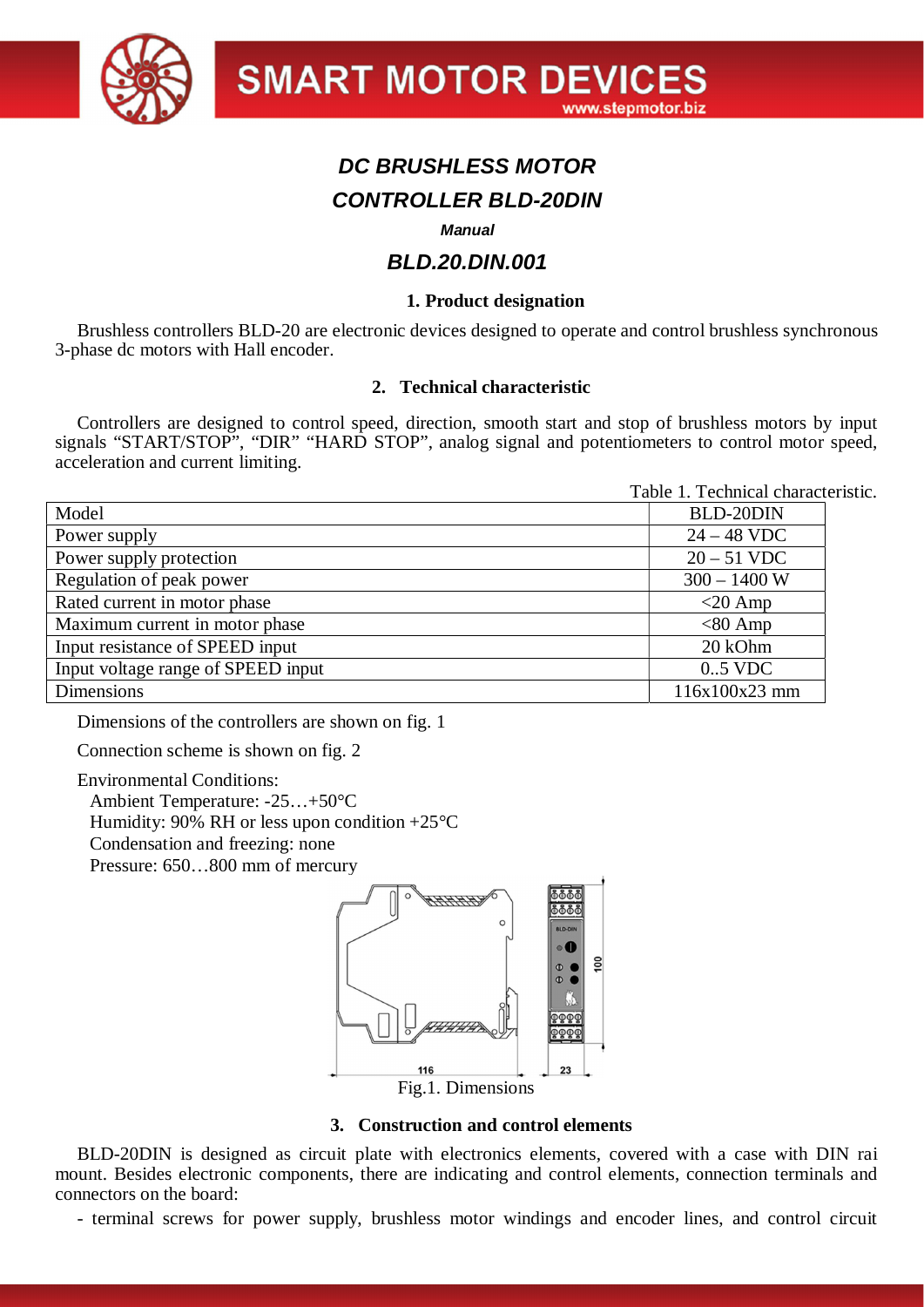# DC BRUSHLESS MOTOR

# CONTROLLER BLD-20DIN

***Manual***

## BLD.20.DIN.001

### 1. Product designation

Brushless controllers BLD-20 are electronic devices designed to operate and control brushless synchronous 3-phase dc motors with Hall encoder.

### 2. Technical characteristic

Controllers are designed to control speed, direction, smooth start and stop of brushless motors by input signals "START/STOP", "DIR" "HARD STOP", analog signal and potentiometers to control motor speed, acceleration and current limiting.

Table 1. Technical characteristic.

| Model | BLD-20DIN |
|---|---|
| Power supply | 24 – 48 VDC |
| Power supply protection | 20 – 51 VDC |
| Regulation of peak power | 300 – 1400 W |
| Rated current in motor phase | <20 Amp |
| Maximum current in motor phase | <80 Amp |
| Input resistance of SPEED input | 20 kOhm |
| Input voltage range of SPEED input | 0..5 VDC |
| Dimensions | 116x100x23 mm |

Dimensions of the controllers are shown on fig. 1

Connection scheme is shown on fig. 2

Environmental Conditions:
Ambient Temperature: -25…+50°C
Humidity: 90% RH or less upon condition +25°C
Condensation and freezing: none
Pressure: 650…800 mm of mercury

Fig.1. Dimensions

### 3. Construction and control elements

BLD-20DIN is designed as circuit plate with electronics elements, covered with a case with DIN rai mount. Besides electronic components, there are indicating and control elements, connection terminals and connectors on the board:

- terminal screws for power supply, brushless motor windings and encoder lines, and control circuit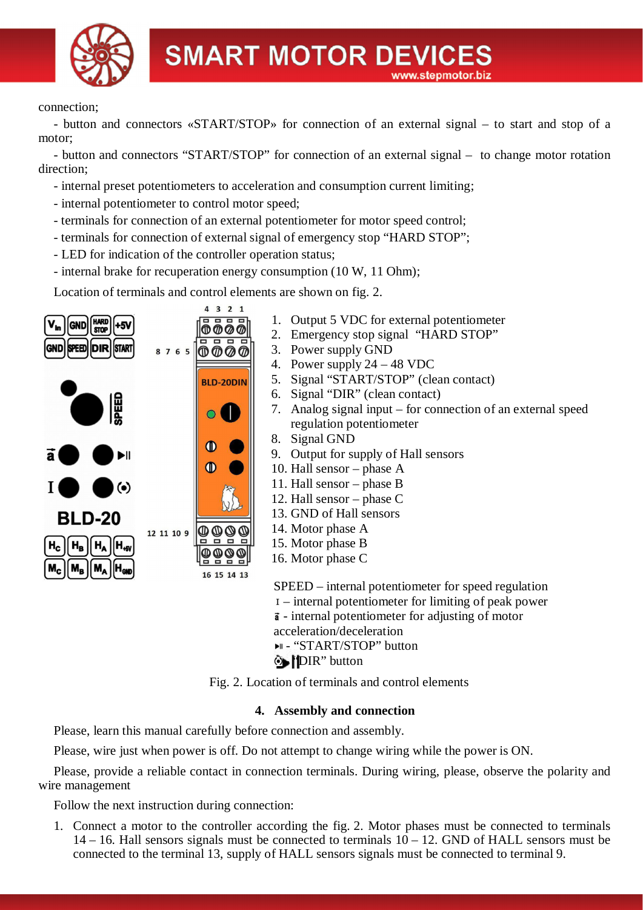connection;

- button and connectors «START/STOP» for connection of an external signal – to start and stop of a motor;
- button and connectors “START/STOP” for connection of an external signal – to change motor rotation direction;
- internal preset potentiometers to acceleration and consumption current limiting;
- internal potentiometer to control motor speed;
- terminals for connection of an external potentiometer for motor speed control;
- terminals for connection of external signal of emergency stop “HARD STOP”;
- LED for indication of the controller operation status;
- internal brake for recuperation energy consumption (10 W, 11 Ohm);

Location of terminals and control elements are shown on fig. 2.

1. Output 5 VDC for external potentiometer
2. Emergency stop signal “HARD STOP”
3. Power supply GND
4. Power supply 24 – 48 VDC
5. Signal “START/STOP” (clean contact)
6. Signal “DIR” (clean contact)
7. Analog signal input – for connection of an external speed regulation potentiometer
8. Signal GND
9. Output for supply of Hall sensors
10. Hall sensor – phase A
11. Hall sensor – phase B
12. Hall sensor – phase C
13. GND of Hall sensors
14. Motor phase A
15. Motor phase B
16. Motor phase C

SPEED – internal potentiometer for speed regulation

I – internal potentiometer for limiting of peak power

ā - internal potentiometer for adjusting of motor acceleration/deceleration

▶II - “START/STOP” button

“DIR” button

Fig. 2. Location of terminals and control elements

## 4. Assembly and connection

Please, learn this manual carefully before connection and assembly.

Please, wire just when power is off. Do not attempt to change wiring while the power is ON.

Please, provide a reliable contact in connection terminals. During wiring, please, observe the polarity and wire management

Follow the next instruction during connection:

1. Connect a motor to the controller according the fig. 2. Motor phases must be connected to terminals 14 – 16. Hall sensors signals must be connected to terminals 10 – 12. GND of HALL sensors must be connected to the terminal 13, supply of HALL sensors signals must be connected to terminal 9.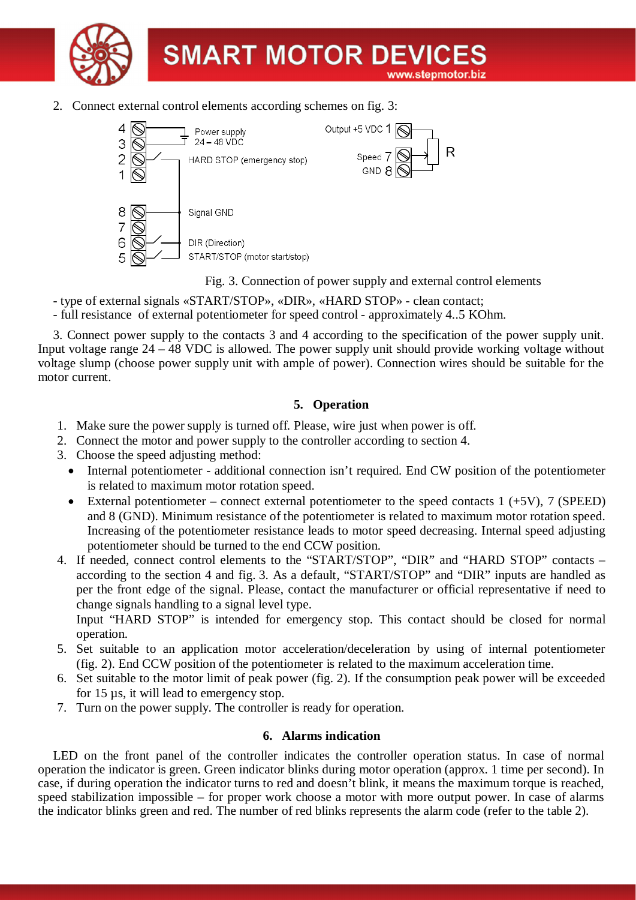2. Connect external control elements according schemes on fig. 3:

Fig. 3. Connection of power supply and external control elements

- type of external signals «START/STOP», «DIR», «HARD STOP» - clean contact;
- full resistance of external potentiometer for speed control - approximately 4..5 KOhm.

3. Connect power supply to the contacts 3 and 4 according to the specification of the power supply unit. Input voltage range 24 – 48 VDC is allowed. The power supply unit should provide working voltage without voltage slump (choose power supply unit with ample of power). Connection wires should be suitable for the motor current.

## 5. Operation

1. Make sure the power supply is turned off. Please, wire just when power is off.
2. Connect the motor and power supply to the controller according to section 4.
3. Choose the speed adjusting method:
   - Internal potentiometer - additional connection isn't required. End CW position of the potentiometer is related to maximum motor rotation speed.
   - External potentiometer – connect external potentiometer to the speed contacts 1 (+5V), 7 (SPEED) and 8 (GND). Minimum resistance of the potentiometer is related to maximum motor rotation speed. Increasing of the potentiometer resistance leads to motor speed decreasing. Internal speed adjusting potentiometer should be turned to the end CCW position.
4. If needed, connect control elements to the "START/STOP", "DIR" and "HARD STOP" contacts – according to the section 4 and fig. 3. As a default, "START/STOP" and "DIR" inputs are handled as per the front edge of the signal. Please, contact the manufacturer or official representative if need to change signals handling to a signal level type.
   Input "HARD STOP" is intended for emergency stop. This contact should be closed for normal operation.
5. Set suitable to an application motor acceleration/deceleration by using of internal potentiometer (fig. 2). End CCW position of the potentiometer is related to the maximum acceleration time.
6. Set suitable to the motor limit of peak power (fig. 2). If the consumption peak power will be exceeded for 15 µs, it will lead to emergency stop.
7. Turn on the power supply. The controller is ready for operation.

## 6. Alarms indication

LED on the front panel of the controller indicates the controller operation status. In case of normal operation the indicator is green. Green indicator blinks during motor operation (approx. 1 time per second). In case, if during operation the indicator turns to red and doesn't blink, it means the maximum torque is reached, speed stabilization impossible – for proper work choose a motor with more output power. In case of alarms the indicator blinks green and red. The number of red blinks represents the alarm code (refer to the table 2).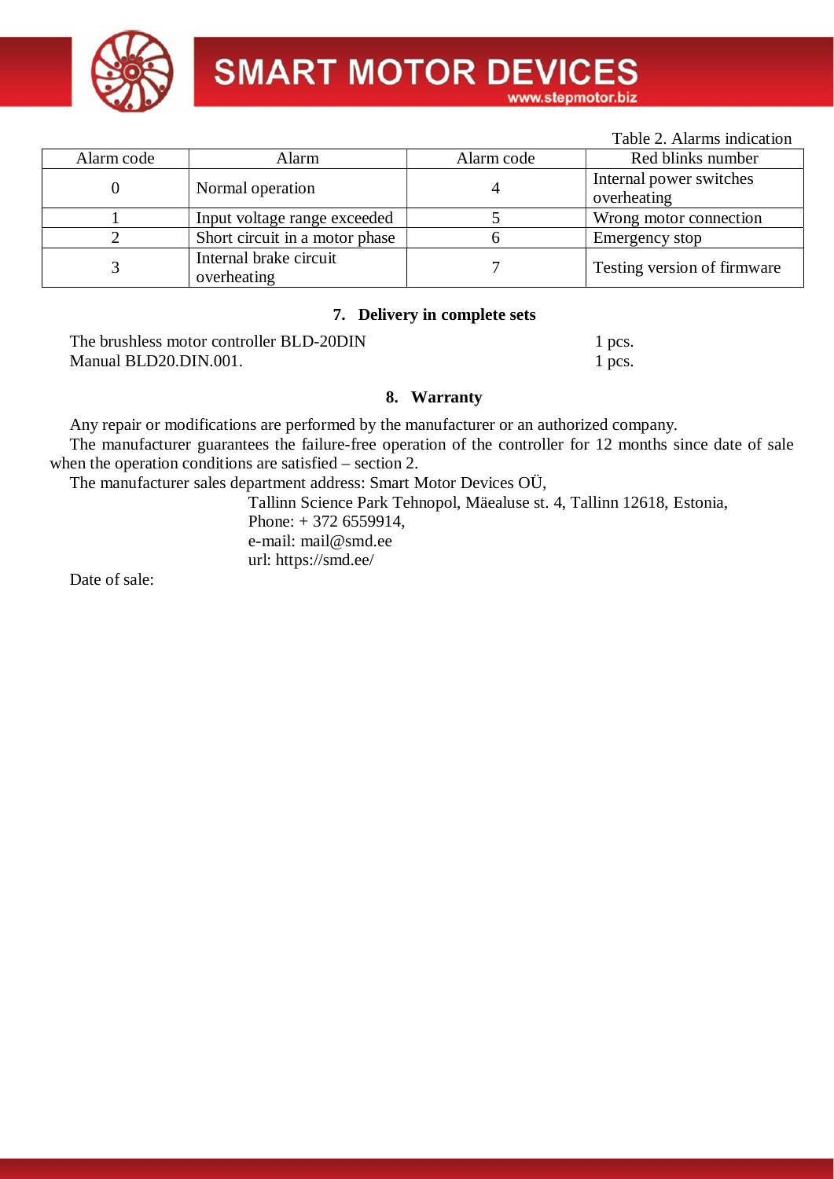Table 2. Alarms indication

| Alarm code | Alarm | Alarm code | Red blinks number |
|---|---|---|---|
| 0 | Normal operation | 4 | Internal power switches overheating |
| 1 | Input voltage range exceeded | 5 | Wrong motor connection |
| 2 | Short circuit in a motor phase | 6 | Emergency stop |
| 3 | Internal brake circuit overheating | 7 | Testing version of firmware |

## 7. Delivery in complete sets

| | |
|---|---|
| The brushless motor controller BLD-20DIN | 1 pcs. |
| Manual BLD20.DIN.001. | 1 pcs. |

## 8. Warranty

Any repair or modifications are performed by the manufacturer or an authorized company.

The manufacturer guarantees the failure-free operation of the controller for 12 months since date of sale when the operation conditions are satisfied – section 2.

The manufacturer sales department address: Smart Motor Devices OÜ,

Tallinn Science Park Tehnopol, Mäealuse st. 4, Tallinn 12618, Estonia,
Phone: + 372 6559914,
e-mail: mail@smd.ee
url: https://smd.ee/

Date of sale: